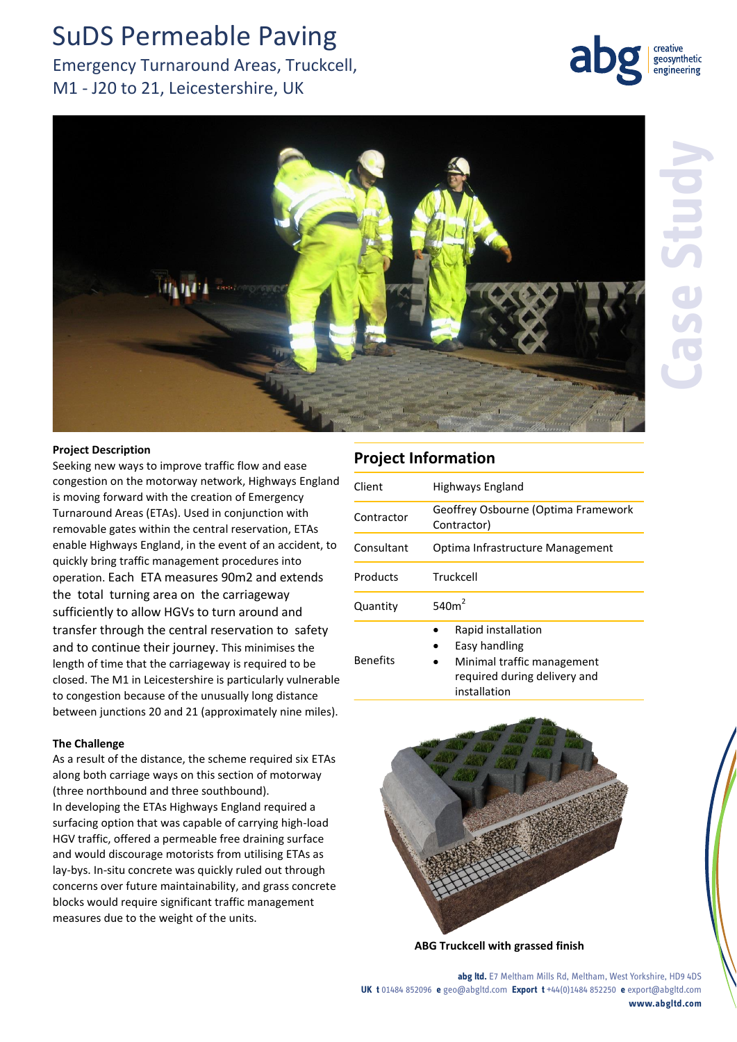# SuDS Permeable Paving

## Emergency Turnaround Areas, Truckcell, M1 - J20 to 21, Leicestershire, UK

Case Study

**Project Description**

Seeking new ways to improve traffic flow and ease congestion on the motorway network, Highways England is moving forward with the creation of Emergency Turnaround Areas (ETAs). Used in conjunction with removable gates within the central reservation, ETAs enable Highways England, in the event of an accident, to quickly bring traffic management procedures into operation. Each ETA measures 90m2 and extends the total turning area on the carriageway sufficiently to allow HGVs to turn around and transfer through the central reservation to safety and to continue their journey. This minimises the length of time that the carriageway is required to be closed. The M1 in Leicestershire is particularly vulnerable to congestion because of the unusually long distance between junctions 20 and 21 (approximately nine miles).

**The Challenge**

As a result of the distance, the scheme required six ETAs along both carriage ways on this section of motorway (three northbound and three southbound).
In developing the ETAs Highways England required a surfacing option that was capable of carrying high-load HGV traffic, offered a permeable free draining surface and would discourage motorists from utilising ETAs as lay-bys. In-situ concrete was quickly ruled out through concerns over future maintainability, and grass concrete blocks would require significant traffic management measures due to the weight of the units.

## Project Information

| | |
|---|---|
| Client | Highways England |
| Contractor | Geoffrey Osbourne (Optima Framework Contractor) |
| Consultant | Optima Infrastructure Management |
| Products | Truckcell |
| Quantity | 540m$^2$ |
| Benefits | • Rapid installation<br>• Easy handling<br>• Minimal traffic management required during delivery and installation |

**ABG Truckcell with grassed finish**

**abg ltd.** E7 Meltham Mills Rd, Meltham, West Yorkshire, HD9 4DS
**UK t** 01484 852096 **e** geo@abgltd.com **Export t** +44(0)1484 852250 **e** export@abgltd.com
**www.abgltd.com**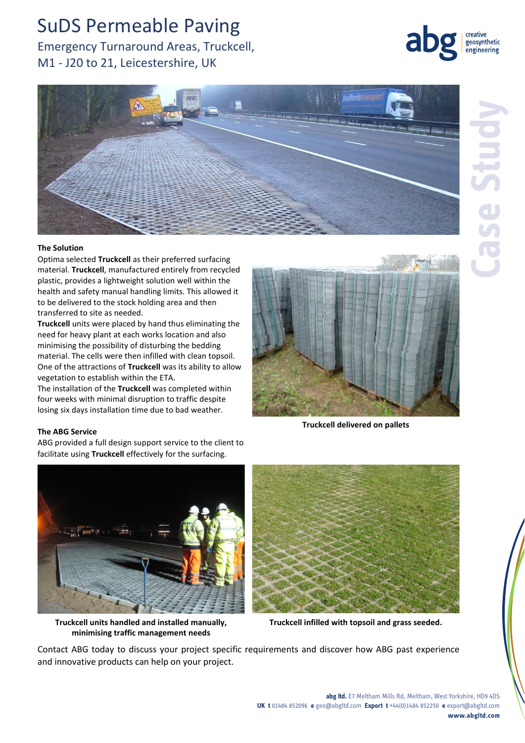# SuDS Permeable Paving

Emergency Turnaround Areas, Truckcell, M1 - J20 to 21, Leicestershire, UK

### The Solution

Optima selected **Truckcell** as their preferred surfacing material. **Truckcell**, manufactured entirely from recycled plastic, provides a lightweight solution well within the health and safety manual handling limits. This allowed it to be delivered to the stock holding area and then transferred to site as needed.

**Truckcell** units were placed by hand thus eliminating the need for heavy plant at each works location and also minimising the possibility of disturbing the bedding material. The cells were then infilled with clean topsoil. One of the attractions of **Truckcell** was its ability to allow vegetation to establish within the ETA.

The installation of the **Truckcell** was completed within four weeks with minimal disruption to traffic despite losing six days installation time due to bad weather.

**Truckcell delivered on pallets**

### The ABG Service

ABG provided a full design support service to the client to facilitate using **Truckcell** effectively for the surfacing.

**Truckcell units handled and installed manually, minimising traffic management needs**

**Truckcell infilled with topsoil and grass seeded.**

Contact ABG today to discuss your project specific requirements and discover how ABG past experience and innovative products can help on your project.

**abg ltd.** E7 Meltham Mills Rd, Meltham, West Yorkshire, HD9 4DS
**UK t** 01484 852096 **e** geo@abgltd.com **Export t** +44(0)1484 852250 **e** export@abgltd.com
**www.abgltd.com**